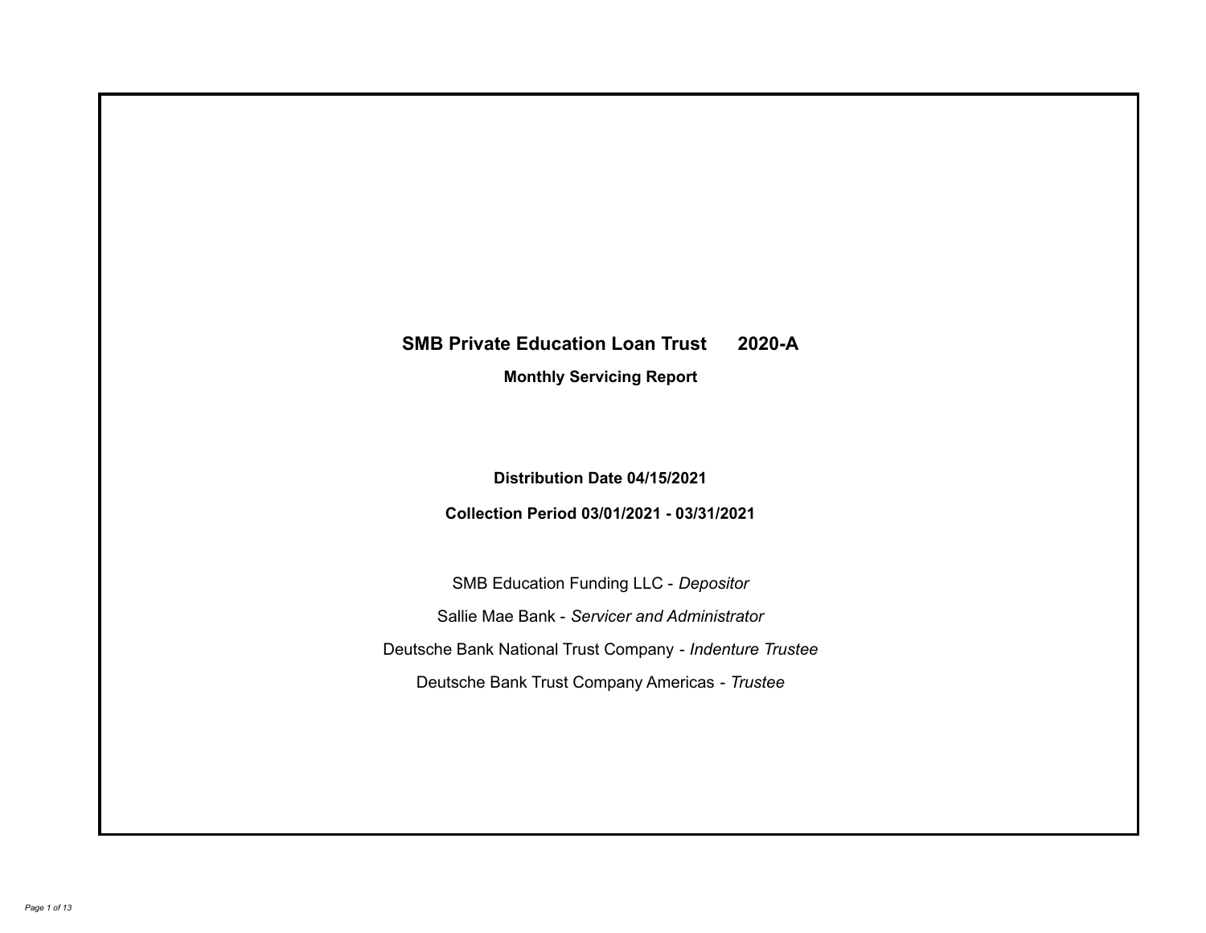# SMB Private Education Loan Trust 2020-A

## Monthly Servicing Report

**Distribution Date 04/15/2021**

**Collection Period 03/01/2021 - 03/31/2021**

SMB Education Funding LLC - *Depositor*

Sallie Mae Bank - *Servicer and Administrator*

Deutsche Bank National Trust Company - *Indenture Trustee*

Deutsche Bank Trust Company Americas - *Trustee*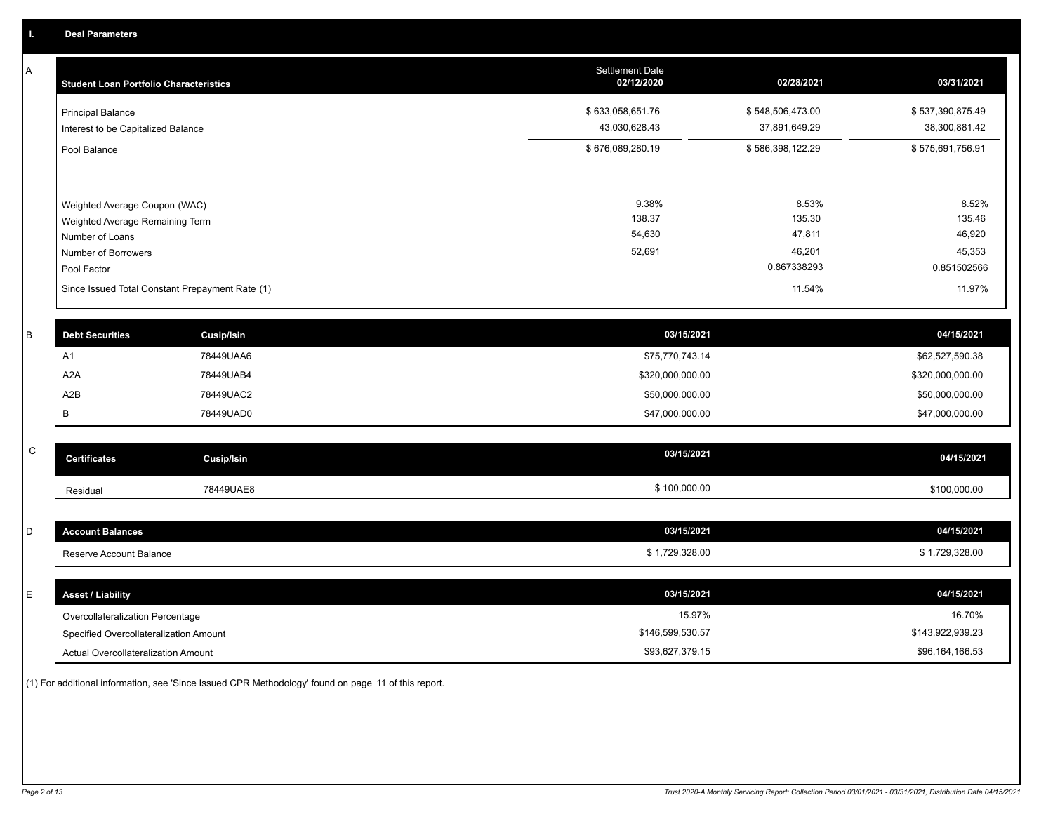## I. Deal Parameters

### A

| Student Loan Portfolio Characteristics | Settlement Date 02/12/2020 | 02/28/2021 | 03/31/2021 |
|---|---|---|---|
| Principal Balance | $ 633,058,651.76 | $ 548,506,473.00 | $ 537,390,875.49 |
| Interest to be Capitalized Balance | 43,030,628.43 | 37,891,649.29 | 38,300,881.42 |
| Pool Balance | $ 676,089,280.19 | $ 586,398,122.29 | $ 575,691,756.91 |
| Weighted Average Coupon (WAC) | 9.38% | 8.53% | 8.52% |
| Weighted Average Remaining Term | 138.37 | 135.30 | 135.46 |
| Number of Loans | 54,630 | 47,811 | 46,920 |
| Number of Borrowers | 52,691 | 46,201 | 45,353 |
| Pool Factor | | 0.867338293 | 0.851502566 |
| Since Issued Total Constant Prepayment Rate (1) | | 11.54% | 11.97% |

### B

| Debt Securities | Cusip/Isin | 03/15/2021 | 04/15/2021 |
|---|---|---|---|
| A1 | 78449UAA6 | $75,770,743.14 | $62,527,590.38 |
| A2A | 78449UAB4 | $320,000,000.00 | $320,000,000.00 |
| A2B | 78449UAC2 | $50,000,000.00 | $50,000,000.00 |
| B | 78449UAD0 | $47,000,000.00 | $47,000,000.00 |

### C

| Certificates | Cusip/Isin | 03/15/2021 | 04/15/2021 |
|---|---|---|---|
| Residual | 78449UAE8 | $ 100,000.00 | $100,000.00 |

### D

| Account Balances | 03/15/2021 | 04/15/2021 |
|---|---|---|
| Reserve Account Balance | $ 1,729,328.00 | $ 1,729,328.00 |

### E

| Asset / Liability | 03/15/2021 | 04/15/2021 |
|---|---|---|
| Overcollateralization Percentage | 15.97% | 16.70% |
| Specified Overcollateralization Amount | $146,599,530.57 | $143,922,939.23 |
| Actual Overcollateralization Amount | $93,627,379.15 | $96,164,166.53 |

(1) For additional information, see 'Since Issued CPR Methodology' found on page 11 of this report.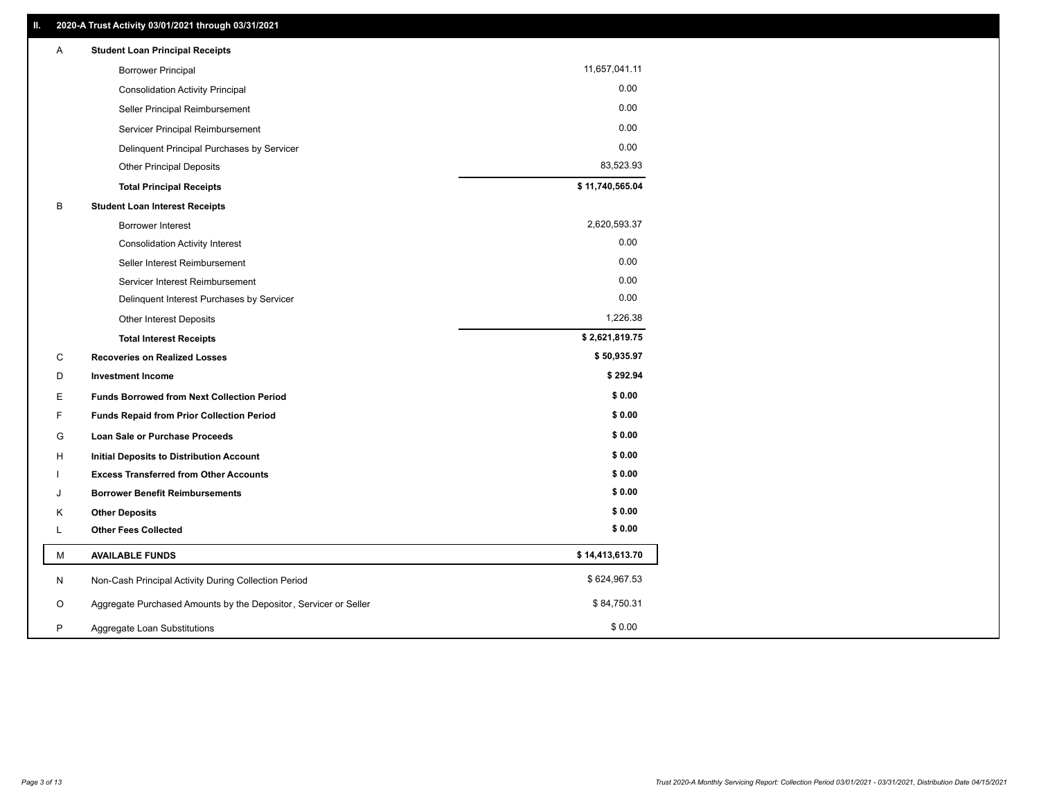## II. 2020-A Trust Activity 03/01/2021 through 03/31/2021

| | | |
|---|---|---|
| A | **Student Loan Principal Receipts** | |
| | Borrower Principal | 11,657,041.11 |
| | Consolidation Activity Principal | 0.00 |
| | Seller Principal Reimbursement | 0.00 |
| | Servicer Principal Reimbursement | 0.00 |
| | Delinquent Principal Purchases by Servicer | 0.00 |
| | Other Principal Deposits | 83,523.93 |
| | **Total Principal Receipts** | **$ 11,740,565.04** |
| B | **Student Loan Interest Receipts** | |
| | Borrower Interest | 2,620,593.37 |
| | Consolidation Activity Interest | 0.00 |
| | Seller Interest Reimbursement | 0.00 |
| | Servicer Interest Reimbursement | 0.00 |
| | Delinquent Interest Purchases by Servicer | 0.00 |
| | Other Interest Deposits | 1,226.38 |
| | **Total Interest Receipts** | **$ 2,621,819.75** |
| C | **Recoveries on Realized Losses** | **$ 50,935.97** |
| D | **Investment Income** | **$ 292.94** |
| E | **Funds Borrowed from Next Collection Period** | **$ 0.00** |
| F | **Funds Repaid from Prior Collection Period** | **$ 0.00** |
| G | **Loan Sale or Purchase Proceeds** | **$ 0.00** |
| H | **Initial Deposits to Distribution Account** | **$ 0.00** |
| I | **Excess Transferred from Other Accounts** | **$ 0.00** |
| J | **Borrower Benefit Reimbursements** | **$ 0.00** |
| K | **Other Deposits** | **$ 0.00** |
| L | **Other Fees Collected** | **$ 0.00** |
| M | **AVAILABLE FUNDS** | **$ 14,413,613.70** |
| N | Non-Cash Principal Activity During Collection Period | $ 624,967.53 |
| O | Aggregate Purchased Amounts by the Depositor, Servicer or Seller | $ 84,750.31 |
| P | Aggregate Loan Substitutions | $ 0.00 |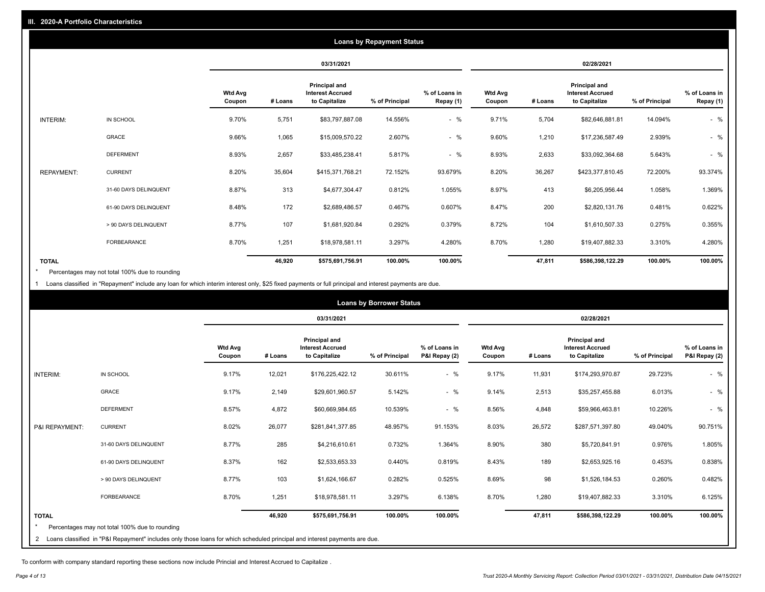## III. 2020-A Portfolio Characteristics

### Loans by Repayment Status

| | | 03/31/2021 | | | | | 02/28/2021 | | | | |
|---|---|---|---|---|---|---|---|---|---|---|---|
| | | Wtd Avg Coupon | # Loans | Principal and Interest Accrued to Capitalize | % of Principal | % of Loans in Repay (1) | Wtd Avg Coupon | # Loans | Principal and Interest Accrued to Capitalize | % of Principal | % of Loans in Repay (1) |
| INTERIM: | IN SCHOOL | 9.70% | 5,751 | $83,797,887.08 | 14.556% | - % | 9.71% | 5,704 | $82,646,881.81 | 14.094% | - % |
| | GRACE | 9.66% | 1,065 | $15,009,570.22 | 2.607% | - % | 9.60% | 1,210 | $17,236,587.49 | 2.939% | - % |
| | DEFERMENT | 8.93% | 2,657 | $33,485,238.41 | 5.817% | - % | 8.93% | 2,633 | $33,092,364.68 | 5.643% | - % |
| REPAYMENT: | CURRENT | 8.20% | 35,604 | $415,371,768.21 | 72.152% | 93.679% | 8.20% | 36,267 | $423,377,810.45 | 72.200% | 93.374% |
| | 31-60 DAYS DELINQUENT | 8.87% | 313 | $4,677,304.47 | 0.812% | 1.055% | 8.97% | 413 | $6,205,956.44 | 1.058% | 1.369% |
| | 61-90 DAYS DELINQUENT | 8.48% | 172 | $2,689,486.57 | 0.467% | 0.607% | 8.47% | 200 | $2,820,131.76 | 0.481% | 0.622% |
| | > 90 DAYS DELINQUENT | 8.77% | 107 | $1,681,920.84 | 0.292% | 0.379% | 8.72% | 104 | $1,610,507.33 | 0.275% | 0.355% |
| | FORBEARANCE | 8.70% | 1,251 | $18,978,581.11 | 3.297% | 4.280% | 8.70% | 1,280 | $19,407,882.33 | 3.310% | 4.280% |
| **TOTAL** | | | **46,920** | **$575,691,756.91** | **100.00%** | **100.00%** | | **47,811** | **$586,398,122.29** | **100.00%** | **100.00%** |

* Percentages may not total 100% due to rounding

1 Loans classified in "Repayment" include any loan for which interim interest only, $25 fixed payments or full principal and interest payments are due.

### Loans by Borrower Status

| | | 03/31/2021 | | | | | 02/28/2021 | | | | |
|---|---|---|---|---|---|---|---|---|---|---|---|
| | | Wtd Avg Coupon | # Loans | Principal and Interest Accrued to Capitalize | % of Principal | % of Loans in P&I Repay (2) | Wtd Avg Coupon | # Loans | Principal and Interest Accrued to Capitalize | % of Principal | % of Loans in P&I Repay (2) |
| INTERIM: | IN SCHOOL | 9.17% | 12,021 | $176,225,422.12 | 30.611% | - % | 9.17% | 11,931 | $174,293,970.87 | 29.723% | - % |
| | GRACE | 9.17% | 2,149 | $29,601,960.57 | 5.142% | - % | 9.14% | 2,513 | $35,257,455.88 | 6.013% | - % |
| | DEFERMENT | 8.57% | 4,872 | $60,669,984.65 | 10.539% | - % | 8.56% | 4,848 | $59,966,463.81 | 10.226% | - % |
| P&I REPAYMENT: | CURRENT | 8.02% | 26,077 | $281,841,377.85 | 48.957% | 91.153% | 8.03% | 26,572 | $287,571,397.80 | 49.040% | 90.751% |
| | 31-60 DAYS DELINQUENT | 8.77% | 285 | $4,216,610.61 | 0.732% | 1.364% | 8.90% | 380 | $5,720,841.91 | 0.976% | 1.805% |
| | 61-90 DAYS DELINQUENT | 8.37% | 162 | $2,533,653.33 | 0.440% | 0.819% | 8.43% | 189 | $2,653,925.16 | 0.453% | 0.838% |
| | > 90 DAYS DELINQUENT | 8.77% | 103 | $1,624,166.67 | 0.282% | 0.525% | 8.69% | 98 | $1,526,184.53 | 0.260% | 0.482% |
| | FORBEARANCE | 8.70% | 1,251 | $18,978,581.11 | 3.297% | 6.138% | 8.70% | 1,280 | $19,407,882.33 | 3.310% | 6.125% |
| **TOTAL** | | | **46,920** | **$575,691,756.91** | **100.00%** | **100.00%** | | **47,811** | **$586,398,122.29** | **100.00%** | **100.00%** |

* Percentages may not total 100% due to rounding

2 Loans classified in "P&I Repayment" includes only those loans for which scheduled principal and interest payments are due.

To conform with company standard reporting these sections now include Princial and Interest Accrued to Capitalize .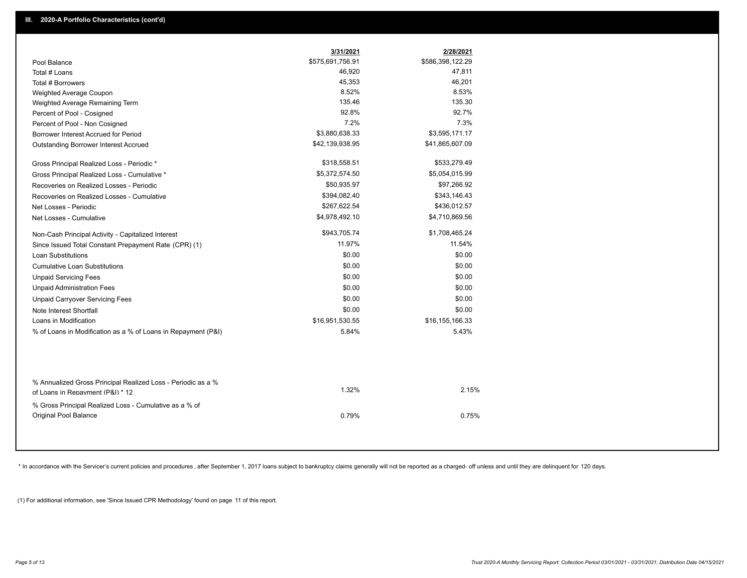## III. 2020-A Portfolio Characteristics (cont'd)

| | 3/31/2021 | 2/28/2021 |
|---|---|---|
| Pool Balance | $575,691,756.91 | $586,398,122.29 |
| Total # Loans | 46,920 | 47,811 |
| Total # Borrowers | 45,353 | 46,201 |
| Weighted Average Coupon | 8.52% | 8.53% |
| Weighted Average Remaining Term | 135.46 | 135.30 |
| Percent of Pool - Cosigned | 92.8% | 92.7% |
| Percent of Pool - Non Cosigned | 7.2% | 7.3% |
| Borrower Interest Accrued for Period | $3,880,638.33 | $3,595,171.17 |
| Outstanding Borrower Interest Accrued | $42,139,938.95 | $41,865,607.09 |
| Gross Principal Realized Loss - Periodic * | $318,558.51 | $533,279.49 |
| Gross Principal Realized Loss - Cumulative * | $5,372,574.50 | $5,054,015.99 |
| Recoveries on Realized Losses - Periodic | $50,935.97 | $97,266.92 |
| Recoveries on Realized Losses - Cumulative | $394,082.40 | $343,146.43 |
| Net Losses - Periodic | $267,622.54 | $436,012.57 |
| Net Losses - Cumulative | $4,978,492.10 | $4,710,869.56 |
| Non-Cash Principal Activity - Capitalized Interest | $943,705.74 | $1,708,465.24 |
| Since Issued Total Constant Prepayment Rate (CPR) (1) | 11.97% | 11.54% |
| Loan Substitutions | $0.00 | $0.00 |
| Cumulative Loan Substitutions | $0.00 | $0.00 |
| Unpaid Servicing Fees | $0.00 | $0.00 |
| Unpaid Administration Fees | $0.00 | $0.00 |
| Unpaid Carryover Servicing Fees | $0.00 | $0.00 |
| Note Interest Shortfall | $0.00 | $0.00 |
| Loans in Modification | $16,951,530.55 | $16,155,166.33 |
| % of Loans in Modification as a % of Loans in Repayment (P&I) | 5.84% | 5.43% |
| % Annualized Gross Principal Realized Loss - Periodic as a % of Loans in Repayment (P&I) * 12 | 1.32% | 2.15% |
| % Gross Principal Realized Loss - Cumulative as a % of Original Pool Balance | 0.79% | 0.75% |

* In accordance with the Servicer's current policies and procedures , after September 1, 2017 loans subject to bankruptcy claims generally will not be reported as a charged- off unless and until they are delinquent for 120 days.

(1) For additional information, see 'Since Issued CPR Methodology' found on page 11 of this report.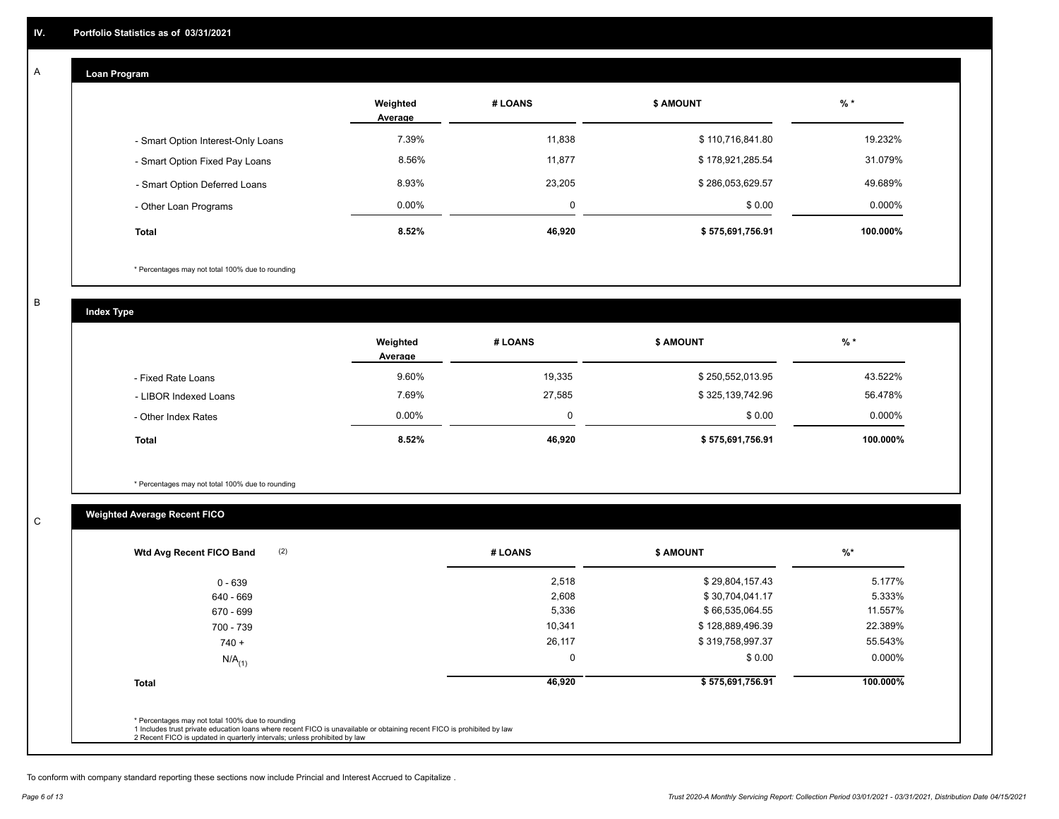## IV. Portfolio Statistics as of 03/31/2021

### A Loan Program

| | Weighted Average | # LOANS | $ AMOUNT | % * |
|---|---|---|---|---|
| - Smart Option Interest-Only Loans | 7.39% | 11,838 | $ 110,716,841.80 | 19.232% |
| - Smart Option Fixed Pay Loans | 8.56% | 11,877 | $ 178,921,285.54 | 31.079% |
| - Smart Option Deferred Loans | 8.93% | 23,205 | $ 286,053,629.57 | 49.689% |
| - Other Loan Programs | 0.00% | 0 | $ 0.00 | 0.000% |
| **Total** | **8.52%** | **46,920** | **$ 575,691,756.91** | **100.000%** |

\* Percentages may not total 100% due to rounding

### B Index Type

| | Weighted Average | # LOANS | $ AMOUNT | % * |
|---|---|---|---|---|
| - Fixed Rate Loans | 9.60% | 19,335 | $ 250,552,013.95 | 43.522% |
| - LIBOR Indexed Loans | 7.69% | 27,585 | $ 325,139,742.96 | 56.478% |
| - Other Index Rates | 0.00% | 0 | $ 0.00 | 0.000% |
| **Total** | **8.52%** | **46,920** | **$ 575,691,756.91** | **100.000%** |

\* Percentages may not total 100% due to rounding

### C Weighted Average Recent FICO

| Wtd Avg Recent FICO Band (2) | # LOANS | $ AMOUNT | %* |
|---|---|---|---|
| 0 - 639 | 2,518 | $ 29,804,157.43 | 5.177% |
| 640 - 669 | 2,608 | $ 30,704,041.17 | 5.333% |
| 670 - 699 | 5,336 | $ 66,535,064.55 | 11.557% |
| 700 - 739 | 10,341 | $ 128,889,496.39 | 22.389% |
| 740 + | 26,117 | $ 319,758,997.37 | 55.543% |
| N/A (1) | 0 | $ 0.00 | 0.000% |
| **Total** | **46,920** | **$ 575,691,756.91** | **100.000%** |

\* Percentages may not total 100% due to rounding
1 Includes trust private education loans where recent FICO is unavailable or obtaining recent FICO is prohibited by law
2 Recent FICO is updated in quarterly intervals; unless prohibited by law

To conform with company standard reporting these sections now include Princial and Interest Accrued to Capitalize .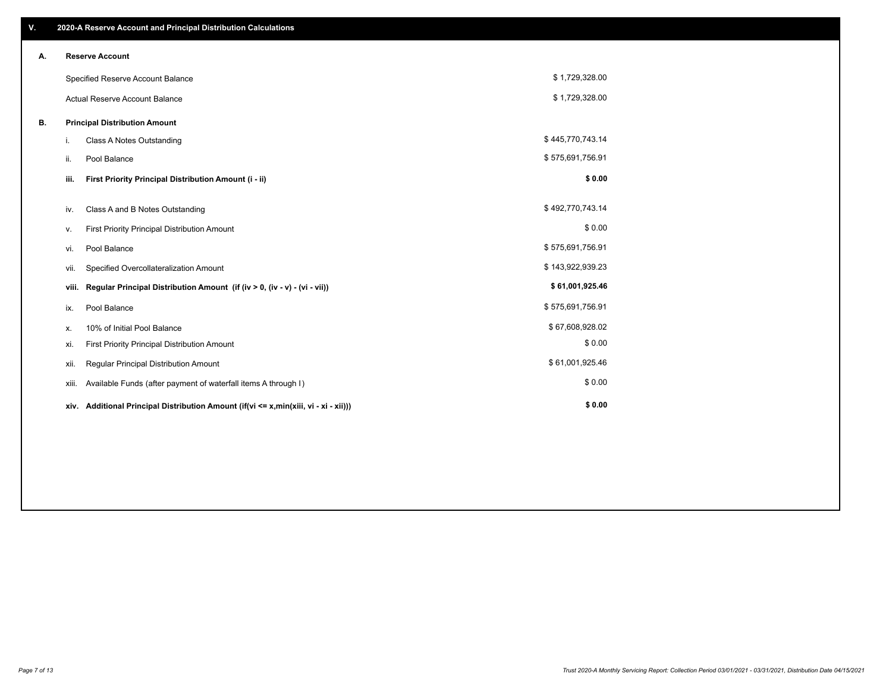## V. 2020-A Reserve Account and Principal Distribution Calculations

### A. Reserve Account

| | |
|---|---|
| Specified Reserve Account Balance | $ 1,729,328.00 |
| Actual Reserve Account Balance | $ 1,729,328.00 |

### B. Principal Distribution Amount

| | | |
|---|---|---|
| i. | Class A Notes Outstanding | $ 445,770,743.14 |
| ii. | Pool Balance | $ 575,691,756.91 |
| **iii.** | **First Priority Principal Distribution Amount (i - ii)** | **$ 0.00** |
| iv. | Class A and B Notes Outstanding | $ 492,770,743.14 |
| v. | First Priority Principal Distribution Amount | $ 0.00 |
| vi. | Pool Balance | $ 575,691,756.91 |
| vii. | Specified Overcollateralization Amount | $ 143,922,939.23 |
| **viii.** | **Regular Principal Distribution Amount (if (iv > 0, (iv - v) - (vi - vii))** | **$ 61,001,925.46** |
| ix. | Pool Balance | $ 575,691,756.91 |
| x. | 10% of Initial Pool Balance | $ 67,608,928.02 |
| xi. | First Priority Principal Distribution Amount | $ 0.00 |
| xii. | Regular Principal Distribution Amount | $ 61,001,925.46 |
| xiii. | Available Funds (after payment of waterfall items A through I) | $ 0.00 |
| **xiv.** | **Additional Principal Distribution Amount (if(vi <= x,min(xiii, vi - xi - xii)))** | **$ 0.00** |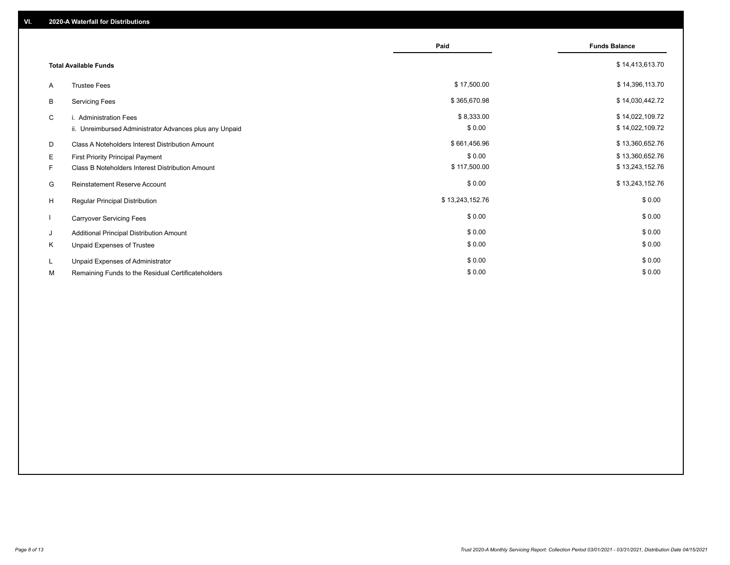## VI. 2020-A Waterfall for Distributions

| | | Paid | Funds Balance |
|---|---|---|---|
| | **Total Available Funds** | | $ 14,413,613.70 |
| A | Trustee Fees | $ 17,500.00 | $ 14,396,113.70 |
| B | Servicing Fees | $ 365,670.98 | $ 14,030,442.72 |
| C | i. Administration Fees | $ 8,333.00 | $ 14,022,109.72 |
| | ii. Unreimbursed Administrator Advances plus any Unpaid | $ 0.00 | $ 14,022,109.72 |
| D | Class A Noteholders Interest Distribution Amount | $ 661,456.96 | $ 13,360,652.76 |
| E | First Priority Principal Payment | $ 0.00 | $ 13,360,652.76 |
| F | Class B Noteholders Interest Distribution Amount | $ 117,500.00 | $ 13,243,152.76 |
| G | Reinstatement Reserve Account | $ 0.00 | $ 13,243,152.76 |
| H | Regular Principal Distribution | $ 13,243,152.76 | $ 0.00 |
| I | Carryover Servicing Fees | $ 0.00 | $ 0.00 |
| J | Additional Principal Distribution Amount | $ 0.00 | $ 0.00 |
| K | Unpaid Expenses of Trustee | $ 0.00 | $ 0.00 |
| L | Unpaid Expenses of Administrator | $ 0.00 | $ 0.00 |
| M | Remaining Funds to the Residual Certificateholders | $ 0.00 | $ 0.00 |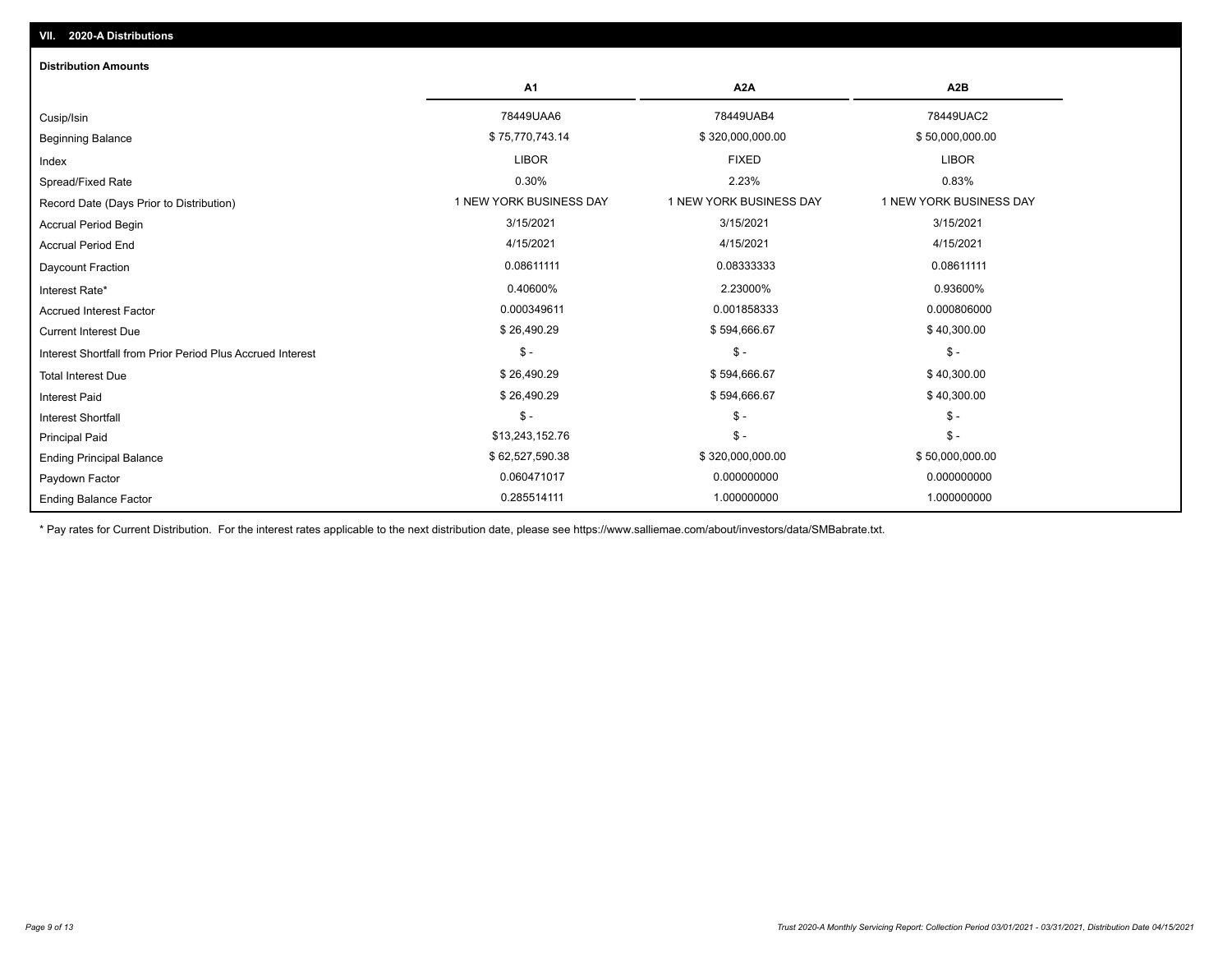## VII. 2020-A Distributions

### Distribution Amounts

| | A1 | A2A | A2B |
|---|---|---|---|
| Cusip/Isin | 78449UAA6 | 78449UAB4 | 78449UAC2 |
| Beginning Balance | $ 75,770,743.14 | $ 320,000,000.00 | $ 50,000,000.00 |
| Index | LIBOR | FIXED | LIBOR |
| Spread/Fixed Rate | 0.30% | 2.23% | 0.83% |
| Record Date (Days Prior to Distribution) | 1 NEW YORK BUSINESS DAY | 1 NEW YORK BUSINESS DAY | 1 NEW YORK BUSINESS DAY |
| Accrual Period Begin | 3/15/2021 | 3/15/2021 | 3/15/2021 |
| Accrual Period End | 4/15/2021 | 4/15/2021 | 4/15/2021 |
| Daycount Fraction | 0.08611111 | 0.08333333 | 0.08611111 |
| Interest Rate* | 0.40600% | 2.23000% | 0.93600% |
| Accrued Interest Factor | 0.000349611 | 0.001858333 | 0.000806000 |
| Current Interest Due | $ 26,490.29 | $ 594,666.67 | $ 40,300.00 |
| Interest Shortfall from Prior Period Plus Accrued Interest | $ - | $ - | $ - |
| Total Interest Due | $ 26,490.29 | $ 594,666.67 | $ 40,300.00 |
| Interest Paid | $ 26,490.29 | $ 594,666.67 | $ 40,300.00 |
| Interest Shortfall | $ - | $ - | $ - |
| Principal Paid | $13,243,152.76 | $ - | $ - |
| Ending Principal Balance | $ 62,527,590.38 | $ 320,000,000.00 | $ 50,000,000.00 |
| Paydown Factor | 0.060471017 | 0.000000000 | 0.000000000 |
| Ending Balance Factor | 0.285514111 | 1.000000000 | 1.000000000 |

* Pay rates for Current Distribution. For the interest rates applicable to the next distribution date, please see https://www.salliemae.com/about/investors/data/SMBabrate.txt.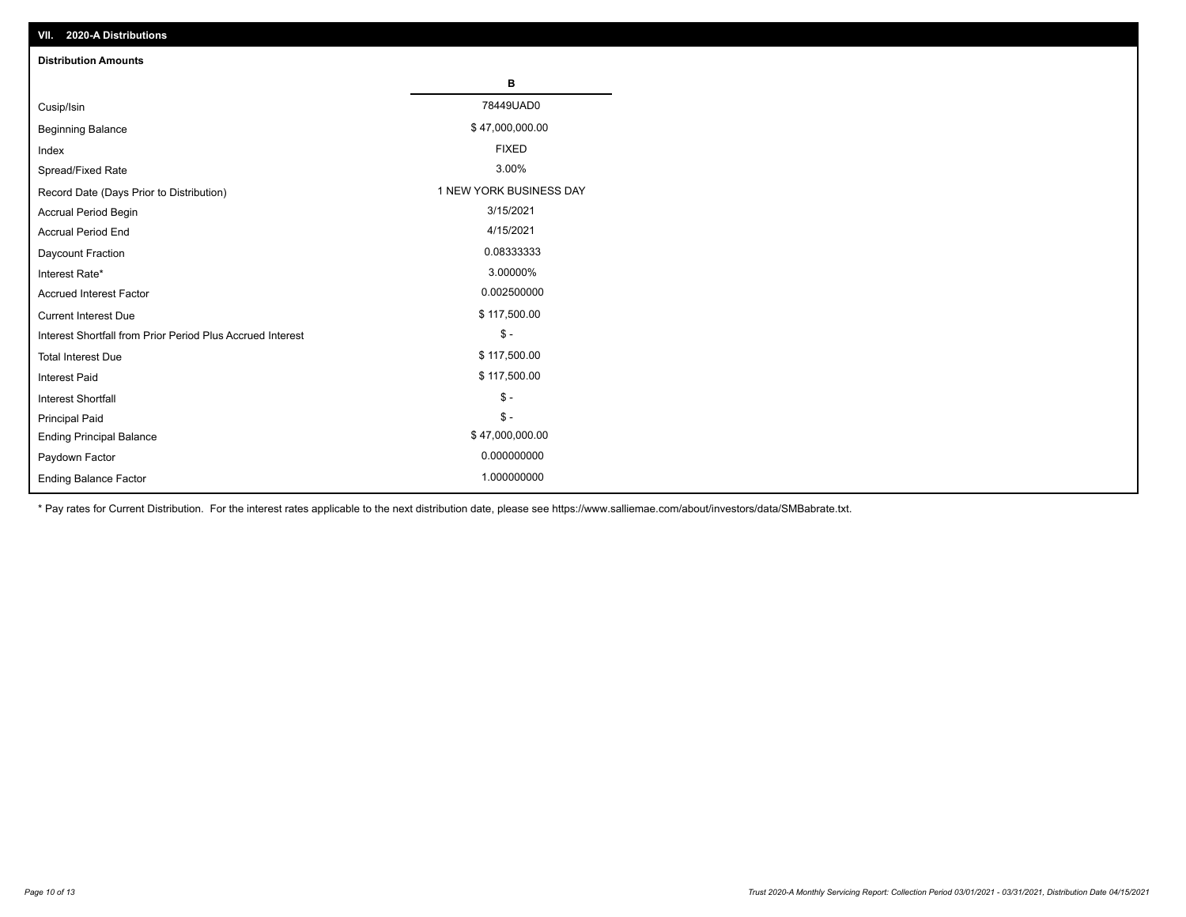## VII. 2020-A Distributions

### Distribution Amounts

| | B |
|---|---|
| Cusip/Isin | 78449UAD0 |
| Beginning Balance | $ 47,000,000.00 |
| Index | FIXED |
| Spread/Fixed Rate | 3.00% |
| Record Date (Days Prior to Distribution) | 1 NEW YORK BUSINESS DAY |
| Accrual Period Begin | 3/15/2021 |
| Accrual Period End | 4/15/2021 |
| Daycount Fraction | 0.08333333 |
| Interest Rate* | 3.00000% |
| Accrued Interest Factor | 0.002500000 |
| Current Interest Due | $ 117,500.00 |
| Interest Shortfall from Prior Period Plus Accrued Interest | $ - |
| Total Interest Due | $ 117,500.00 |
| Interest Paid | $ 117,500.00 |
| Interest Shortfall | $ - |
| Principal Paid | $ - |
| Ending Principal Balance | $ 47,000,000.00 |
| Paydown Factor | 0.000000000 |
| Ending Balance Factor | 1.000000000 |

* Pay rates for Current Distribution. For the interest rates applicable to the next distribution date, please see https://www.salliemae.com/about/investors/data/SMBabrate.txt.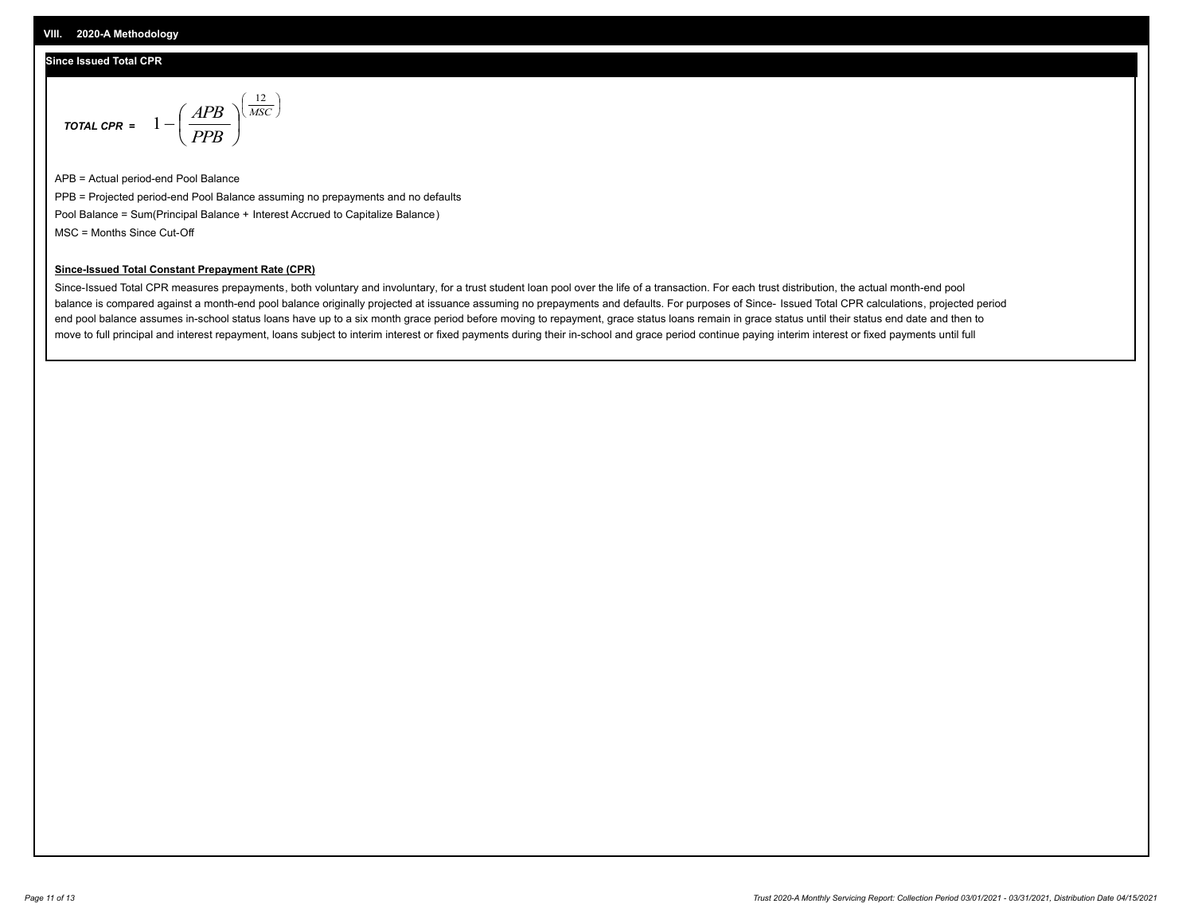## VIII. 2020-A Methodology

### Since Issued Total CPR

$$\textbf{\textit{TOTAL CPR}} = 1 - \left(\frac{APB}{PPB}\right)^{\left(\frac{12}{MSC}\right)}$$

APB = Actual period-end Pool Balance

PPB = Projected period-end Pool Balance assuming no prepayments and no defaults

Pool Balance = Sum(Principal Balance + Interest Accrued to Capitalize Balance)

MSC = Months Since Cut-Off

**Since-Issued Total Constant Prepayment Rate (CPR)**

Since-Issued Total CPR measures prepayments, both voluntary and involuntary, for a trust student loan pool over the life of a transaction. For each trust distribution, the actual month-end pool balance is compared against a month-end pool balance originally projected at issuance assuming no prepayments and defaults. For purposes of Since- Issued Total CPR calculations, projected period end pool balance assumes in-school status loans have up to a six month grace period before moving to repayment, grace status loans remain in grace status until their status end date and then to move to full principal and interest repayment, loans subject to interim interest or fixed payments during their in-school and grace period continue paying interim interest or fixed payments until full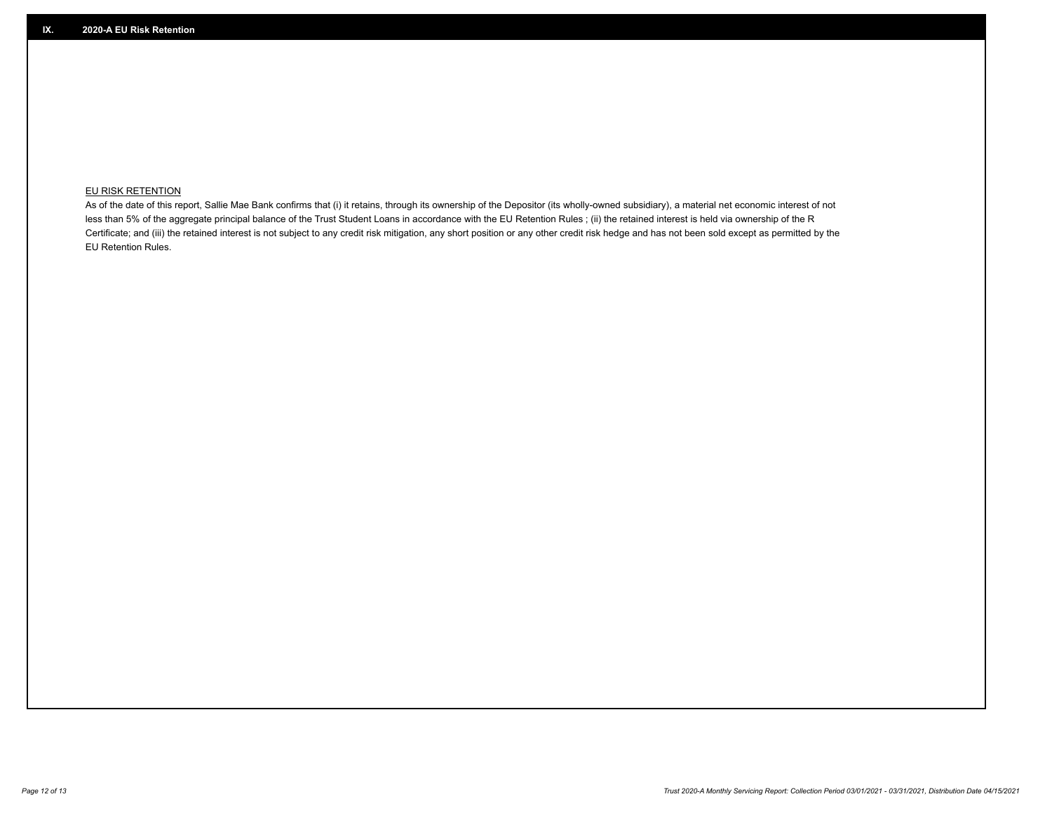## IX. 2020-A EU Risk Retention

EU RISK RETENTION

As of the date of this report, Sallie Mae Bank confirms that (i) it retains, through its ownership of the Depositor (its wholly-owned subsidiary), a material net economic interest of not less than 5% of the aggregate principal balance of the Trust Student Loans in accordance with the EU Retention Rules ; (ii) the retained interest is held via ownership of the R Certificate; and (iii) the retained interest is not subject to any credit risk mitigation, any short position or any other credit risk hedge and has not been sold except as permitted by the EU Retention Rules.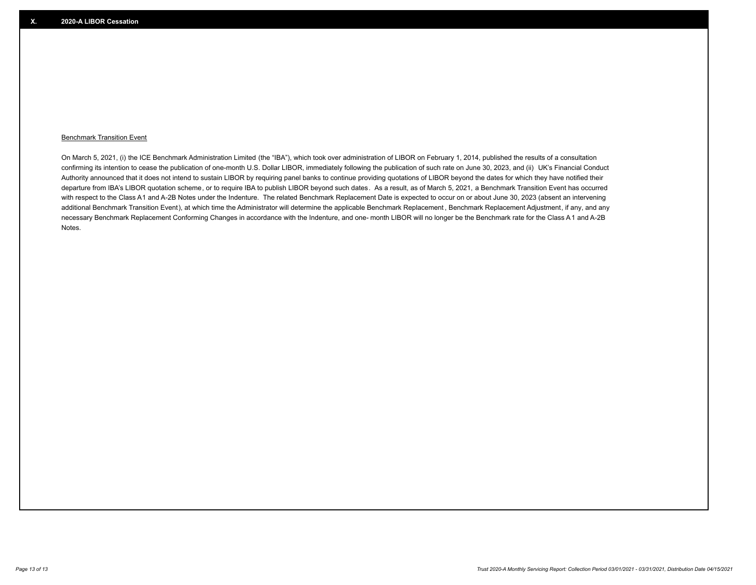## X. 2020-A LIBOR Cessation

Benchmark Transition Event

On March 5, 2021, (i) the ICE Benchmark Administration Limited (the "IBA"), which took over administration of LIBOR on February 1, 2014, published the results of a consultation confirming its intention to cease the publication of one-month U.S. Dollar LIBOR, immediately following the publication of such rate on June 30, 2023, and (ii) UK's Financial Conduct Authority announced that it does not intend to sustain LIBOR by requiring panel banks to continue providing quotations of LIBOR beyond the dates for which they have notified their departure from IBA's LIBOR quotation scheme, or to require IBA to publish LIBOR beyond such dates. As a result, as of March 5, 2021, a Benchmark Transition Event has occurred with respect to the Class A1 and A-2B Notes under the Indenture. The related Benchmark Replacement Date is expected to occur on or about June 30, 2023 (absent an intervening additional Benchmark Transition Event), at which time the Administrator will determine the applicable Benchmark Replacement, Benchmark Replacement Adjustment, if any, and any necessary Benchmark Replacement Conforming Changes in accordance with the Indenture, and one- month LIBOR will no longer be the Benchmark rate for the Class A1 and A-2B Notes.